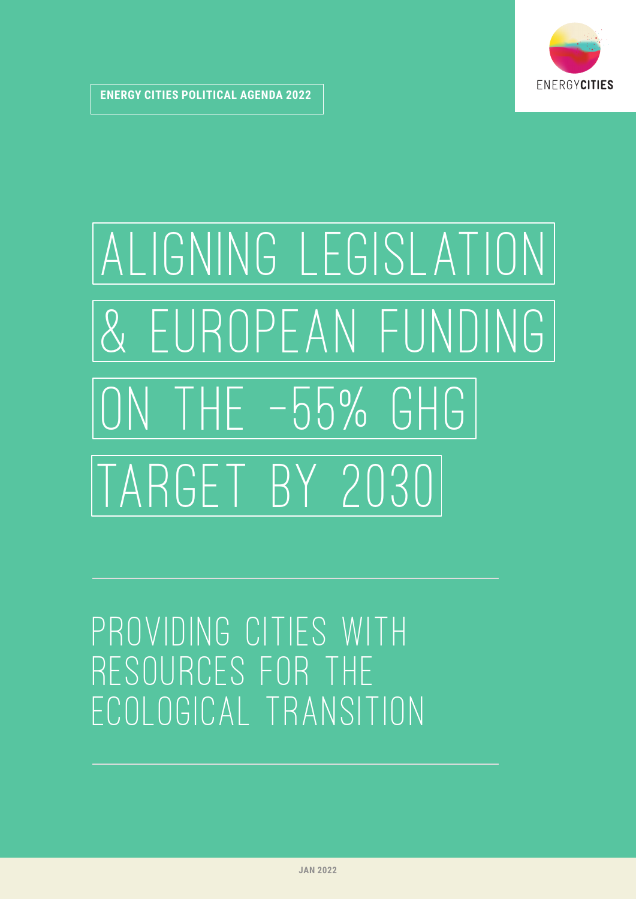**ENERGY CITIES POLITICAL AGENDA 2022**

ENERGYCITIES

# ALIGNING LEGISLATION & EUROPEAN FUNDING ON THE -55% GHG TARGET BY 2030

## PROVIDING CITIES WITH RESOURCES FOR THE ECOLOGICAL TRANSITION

JAN 2022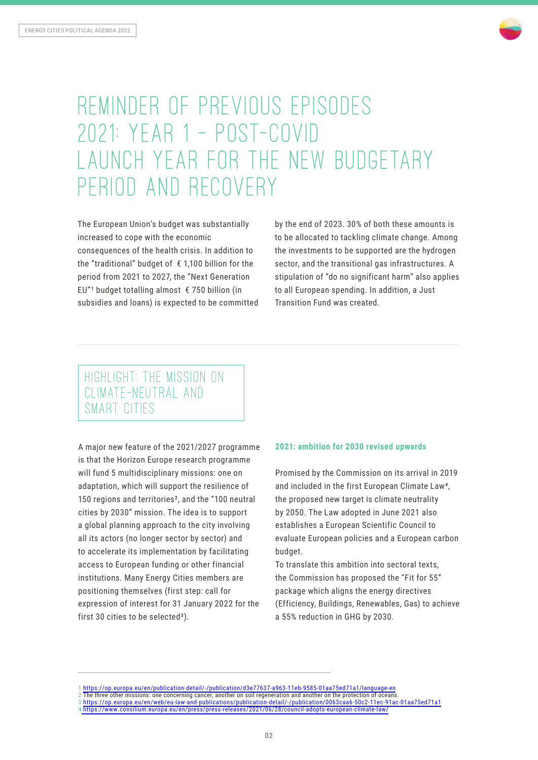# REMINDER OF PREVIOUS EPISODES 2021: YEAR 1 – POST-COVID LAUNCH YEAR FOR THE NEW BUDGETARY PERIOD AND RECOVERY

The European Union's budget was substantially increased to cope with the economic consequences of the health crisis. In addition to the "traditional" budget of € 1,100 billion for the period from 2021 to 2027, the "Next Generation EU"[1] budget totalling almost € 750 billion (in subsidies and loans) is expected to be committed by the end of 2023. 30% of both these amounts is to be allocated to tackling climate change. Among the investments to be supported are the hydrogen sector, and the transitional gas infrastructures. A stipulation of "do no significant harm" also applies to all European spending. In addition, a Just Transition Fund was created.

## HIGHLIGHT: THE MISSION ON CLIMATE-NEUTRAL AND SMART CITIES

A major new feature of the 2021/2027 programme is that the Horizon Europe research programme will fund 5 multidisciplinary missions: one on adaptation, which will support the resilience of 150 regions and territories[2], and the "100 neutral cities by 2030" mission. The idea is to support a global planning approach to the city involving all its actors (no longer sector by sector) and to accelerate its implementation by facilitating access to European funding or other financial institutions. Many Energy Cities members are positioning themselves (first step: call for expression of interest for 31 January 2022 for the first 30 cities to be selected[3]).

### 2021: ambition for 2030 revised upwards

Promised by the Commission on its arrival in 2019 and included in the first European Climate Law[4], the proposed new target is climate neutrality by 2050. The Law adopted in June 2021 also establishes a European Scientific Council to evaluate European policies and a European carbon budget.

To translate this ambition into sectoral texts, the Commission has proposed the "Fit for 55" package which aligns the energy directives (Efficiency, Buildings, Renewables, Gas) to achieve a 55% reduction in GHG by 2030.

---

1 https://op.europa.eu/en/publication-detail/-/publication/d3e77637-a963-11eb-9585-01aa75ed71a1/language-en
2 The three other missions: one concerning cancer, another on soil regeneration and another on the protection of oceans.
3 https://op.europa.eu/en/web/eu-law-and-publications/publication-detail/-/publication/0063caa6-50c2-11ec-91ac-01aa75ed71a1
4 https://www.consilium.europa.eu/en/press/press-releases/2021/06/28/council-adopts-european-climate-law/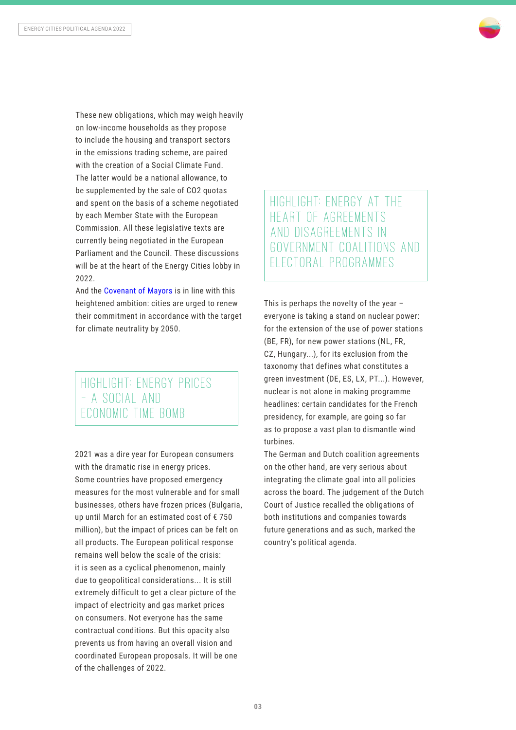These new obligations, which may weigh heavily on low-income households as they propose to include the housing and transport sectors in the emissions trading scheme, are paired with the creation of a Social Climate Fund. The latter would be a national allowance, to be supplemented by the sale of CO2 quotas and spent on the basis of a scheme negotiated by each Member State with the European Commission. All these legislative texts are currently being negotiated in the European Parliament and the Council. These discussions will be at the heart of the Energy Cities lobby in 2022.

And the Covenant of Mayors is in line with this heightened ambition: cities are urged to renew their commitment in accordance with the target for climate neutrality by 2050.

## HIGHLIGHT: ENERGY PRICES – A SOCIAL AND ECONOMIC TIME BOMB

2021 was a dire year for European consumers with the dramatic rise in energy prices. Some countries have proposed emergency measures for the most vulnerable and for small businesses, others have frozen prices (Bulgaria, up until March for an estimated cost of € 750 million), but the impact of prices can be felt on all products. The European political response remains well below the scale of the crisis: it is seen as a cyclical phenomenon, mainly due to geopolitical considerations... It is still extremely difficult to get a clear picture of the impact of electricity and gas market prices on consumers. Not everyone has the same contractual conditions. But this opacity also prevents us from having an overall vision and coordinated European proposals. It will be one of the challenges of 2022.

## HIGHLIGHT: ENERGY AT THE HEART OF AGREEMENTS AND DISAGREEMENTS IN GOVERNMENT COALITIONS AND ELECTORAL PROGRAMMES

This is perhaps the novelty of the year – everyone is taking a stand on nuclear power: for the extension of the use of power stations (BE, FR), for new power stations (NL, FR, CZ, Hungary...), for its exclusion from the taxonomy that defines what constitutes a green investment (DE, ES, LX, PT...). However, nuclear is not alone in making programme headlines: certain candidates for the French presidency, for example, are going so far as to propose a vast plan to dismantle wind turbines.

The German and Dutch coalition agreements on the other hand, are very serious about integrating the climate goal into all policies across the board. The judgement of the Dutch Court of Justice recalled the obligations of both institutions and companies towards future generations and as such, marked the country's political agenda.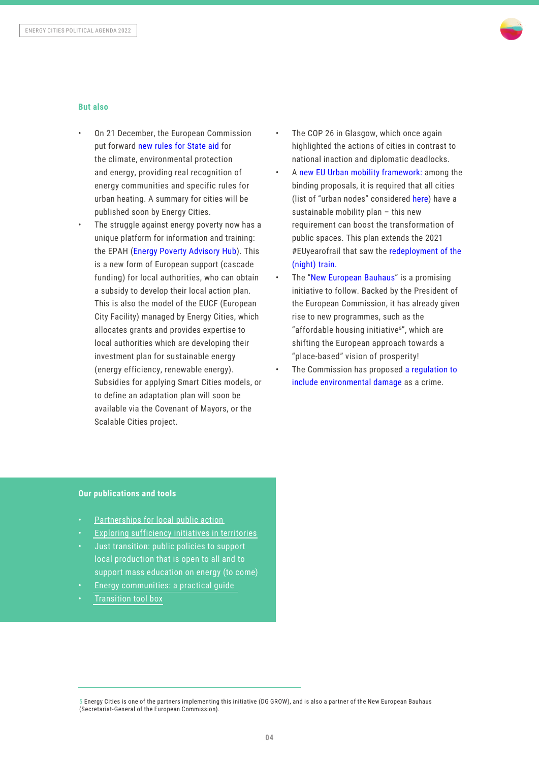## But also

- On 21 December, the European Commission put forward new rules for State aid for the climate, environmental protection and energy, providing real recognition of energy communities and specific rules for urban heating. A summary for cities will be published soon by Energy Cities.
- The struggle against energy poverty now has a unique platform for information and training: the EPAH (Energy Poverty Advisory Hub). This is a new form of European support (cascade funding) for local authorities, who can obtain a subsidy to develop their local action plan. This is also the model of the EUCF (European City Facility) managed by Energy Cities, which allocates grants and provides expertise to local authorities which are developing their investment plan for sustainable energy (energy efficiency, renewable energy). Subsidies for applying Smart Cities models, or to define an adaptation plan will soon be available via the Covenant of Mayors, or the Scalable Cities project.
- The COP 26 in Glasgow, which once again highlighted the actions of cities in contrast to national inaction and diplomatic deadlocks.
- A new EU Urban mobility framework: among the binding proposals, it is required that all cities (list of "urban nodes" considered here) have a sustainable mobility plan – this new requirement can boost the transformation of public spaces. This plan extends the 2021 #EUyearofrail that saw the redeployment of the (night) train.
- The "New European Bauhaus" is a promising initiative to follow. Backed by the President of the European Commission, it has already given rise to new programmes, such as the "affordable housing initiative[5]", which are shifting the European approach towards a "place-based" vision of prosperity!
- The Commission has proposed a regulation to include environmental damage as a crime.

## Our publications and tools

- Partnerships for local public action
- Exploring sufficiency initiatives in territories
- Just transition: public policies to support local production that is open to all and to support mass education on energy (to come)
- Energy communities: a practical guide
- Transition tool box

[5] Energy Cities is one of the partners implementing this initiative (DG GROW), and is also a partner of the New European Bauhaus (Secretariat-General of the European Commission).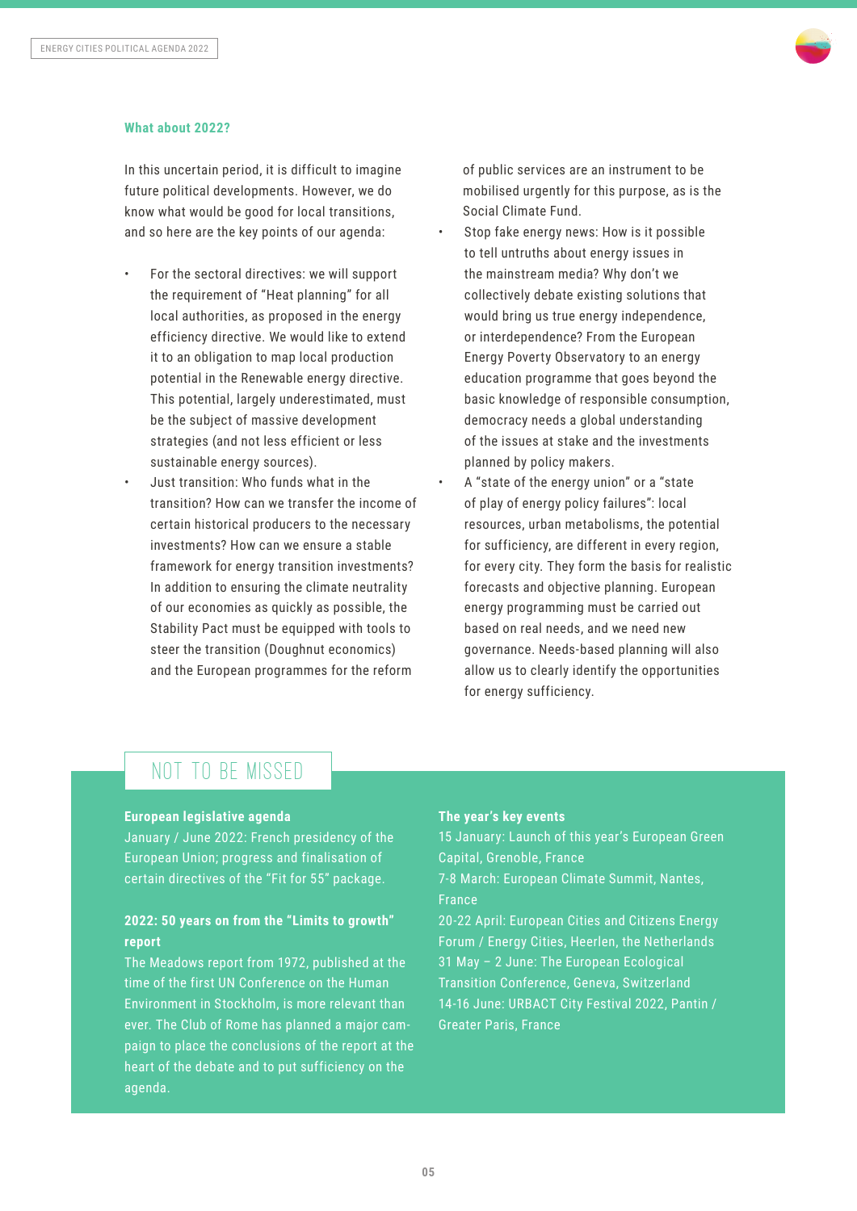### What about 2022?

In this uncertain period, it is difficult to imagine future political developments. However, we do know what would be good for local transitions, and so here are the key points of our agenda:

- For the sectoral directives: we will support the requirement of "Heat planning" for all local authorities, as proposed in the energy efficiency directive. We would like to extend it to an obligation to map local production potential in the Renewable energy directive. This potential, largely underestimated, must be the subject of massive development strategies (and not less efficient or less sustainable energy sources).
- Just transition: Who funds what in the transition? How can we transfer the income of certain historical producers to the necessary investments? How can we ensure a stable framework for energy transition investments? In addition to ensuring the climate neutrality of our economies as quickly as possible, the Stability Pact must be equipped with tools to steer the transition (Doughnut economics) and the European programmes for the reform of public services are an instrument to be mobilised urgently for this purpose, as is the Social Climate Fund.
- Stop fake energy news: How is it possible to tell untruths about energy issues in the mainstream media? Why don't we collectively debate existing solutions that would bring us true energy independence, or interdependence? From the European Energy Poverty Observatory to an energy education programme that goes beyond the basic knowledge of responsible consumption, democracy needs a global understanding of the issues at stake and the investments planned by policy makers.
- A "state of the energy union" or a "state of play of energy policy failures": local resources, urban metabolisms, the potential for sufficiency, are different in every region, for every city. They form the basis for realistic forecasts and objective planning. European energy programming must be carried out based on real needs, and we need new governance. Needs-based planning will also allow us to clearly identify the opportunities for energy sufficiency.

## NOT TO BE MISSED

**European legislative agenda**

January / June 2022: French presidency of the European Union; progress and finalisation of certain directives of the "Fit for 55" package.

**2022: 50 years on from the "Limits to growth" report**

The Meadows report from 1972, published at the time of the first UN Conference on the Human Environment in Stockholm, is more relevant than ever. The Club of Rome has planned a major campaign to place the conclusions of the report at the heart of the debate and to put sufficiency on the agenda.

**The year's key events**

15 January: Launch of this year's European Green Capital, Grenoble, France

7-8 March: European Climate Summit, Nantes, France

20-22 April: European Cities and Citizens Energy Forum / Energy Cities, Heerlen, the Netherlands

31 May – 2 June: The European Ecological Transition Conference, Geneva, Switzerland

14-16 June: URBACT City Festival 2022, Pantin / Greater Paris, France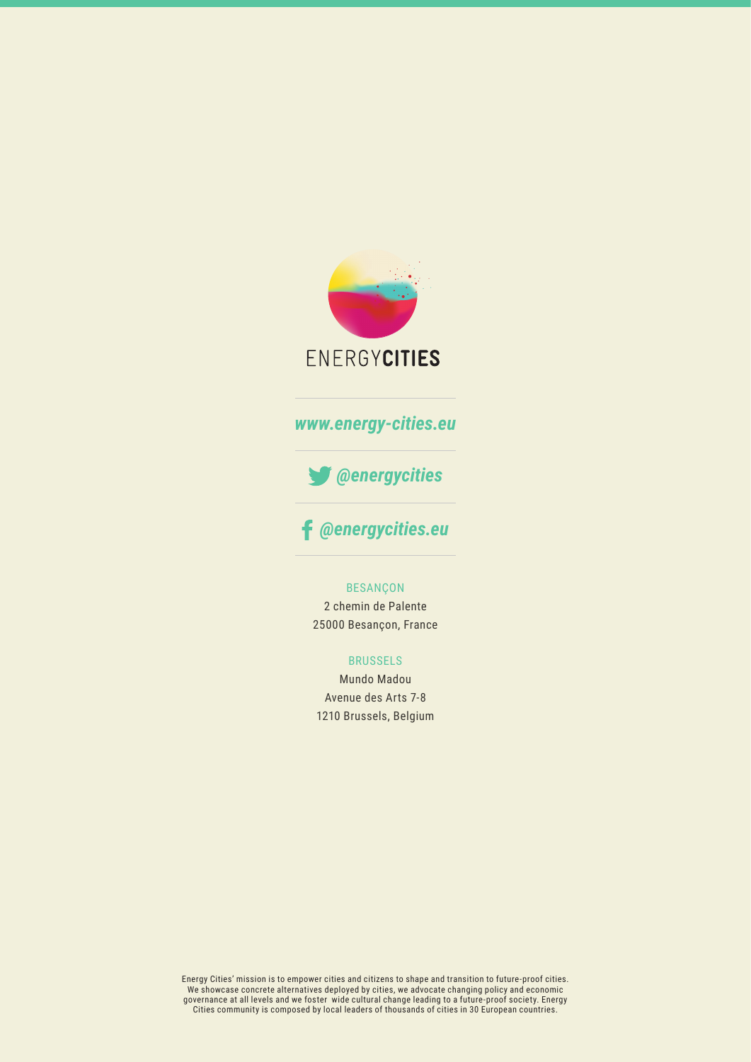ENERGYCITIES

*www.energy-cities.eu*

*@energycities*

*@energycities.eu*

BESANÇON

2 chemin de Palente
25000 Besançon, France

BRUSSELS

Mundo Madou
Avenue des Arts 7-8
1210 Brussels, Belgium

Energy Cities' mission is to empower cities and citizens to shape and transition to future-proof cities. We showcase concrete alternatives deployed by cities, we advocate changing policy and economic governance at all levels and we foster wide cultural change leading to a future-proof society. Energy Cities community is composed by local leaders of thousands of cities in 30 European countries.